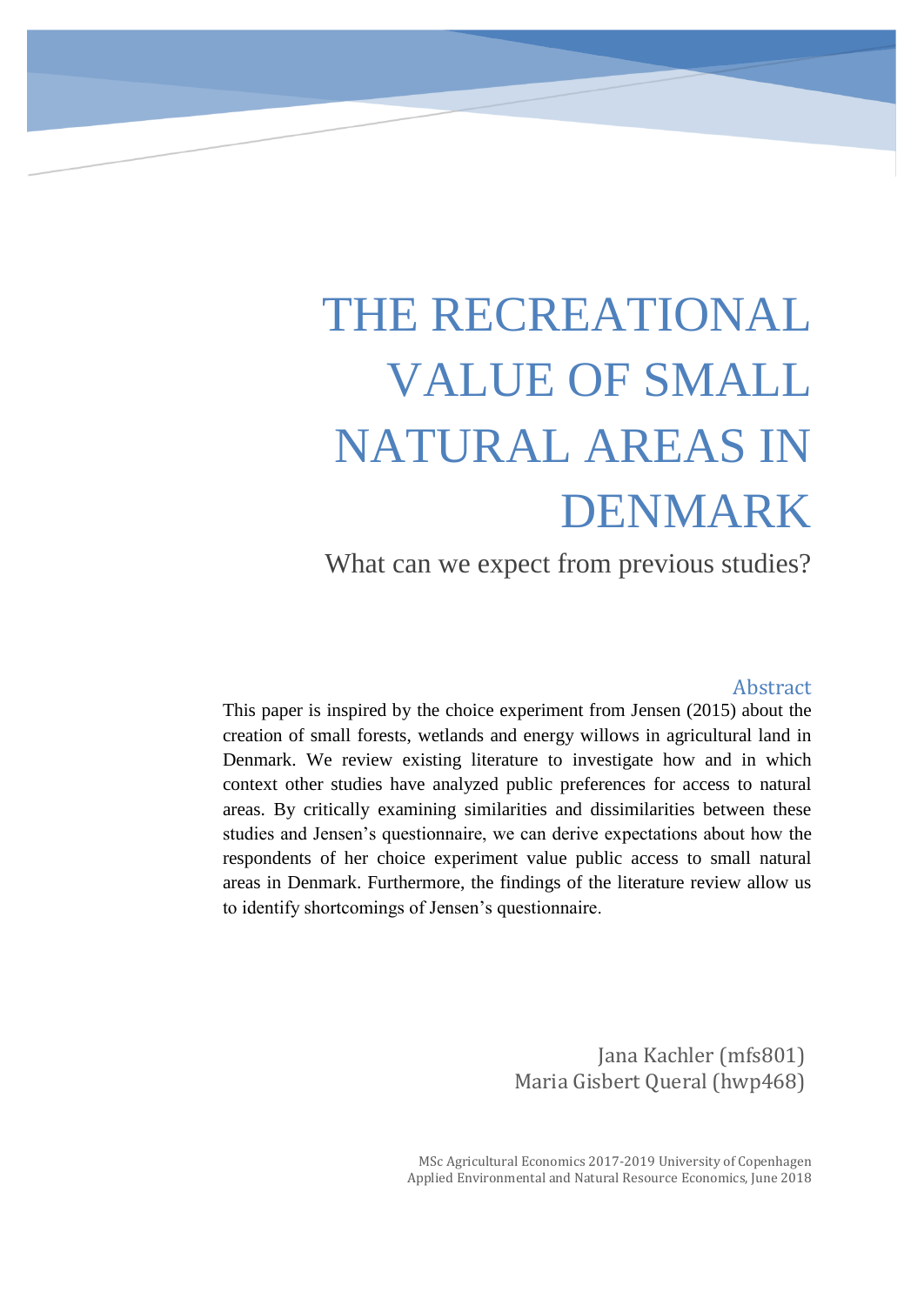# THE RECREATIONAL VALUE OF SMALL NATURAL AREAS IN DENMARK

## What can we expect from previous studies?

### Abstract

This paper is inspired by the choice experiment from Jensen (2015) about the creation of small forests, wetlands and energy willows in agricultural land in Denmark. We review existing literature to investigate how and in which context other studies have analyzed public preferences for access to natural areas. By critically examining similarities and dissimilarities between these studies and Jensen's questionnaire, we can derive expectations about how the respondents of her choice experiment value public access to small natural areas in Denmark. Furthermore, the findings of the literature review allow us to identify shortcomings of Jensen's questionnaire.

Jana Kachler (mfs801)
Maria Gisbert Queral (hwp468)

MSc Agricultural Economics 2017-2019 University of Copenhagen
Applied Environmental and Natural Resource Economics, June 2018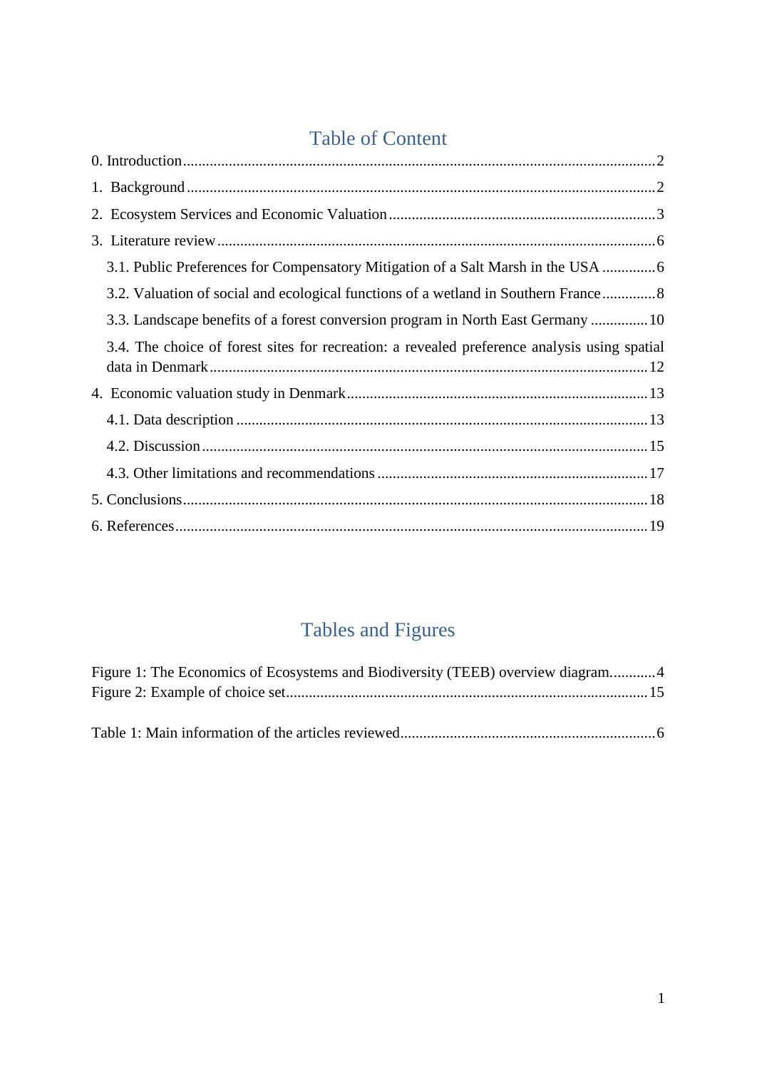## Table of Content

0. Introduction ........ 2

1. Background ........ 2

2. Ecosystem Services and Economic Valuation ........ 3

3. Literature review ........ 6

    3.1. Public Preferences for Compensatory Mitigation of a Salt Marsh in the USA ........ 6

    3.2. Valuation of social and ecological functions of a wetland in Southern France ........ 8

    3.3. Landscape benefits of a forest conversion program in North East Germany ........ 10

    3.4. The choice of forest sites for recreation: a revealed preference analysis using spatial data in Denmark ........ 12

4. Economic valuation study in Denmark ........ 13

    4.1. Data description ........ 13

    4.2. Discussion ........ 15

    4.3. Other limitations and recommendations ........ 17

5. Conclusions ........ 18

6. References ........ 19

## Tables and Figures

Figure 1: The Economics of Ecosystems and Biodiversity (TEEB) overview diagram. ........ 4
Figure 2: Example of choice set ........ 15

Table 1: Main information of the articles reviewed ........ 6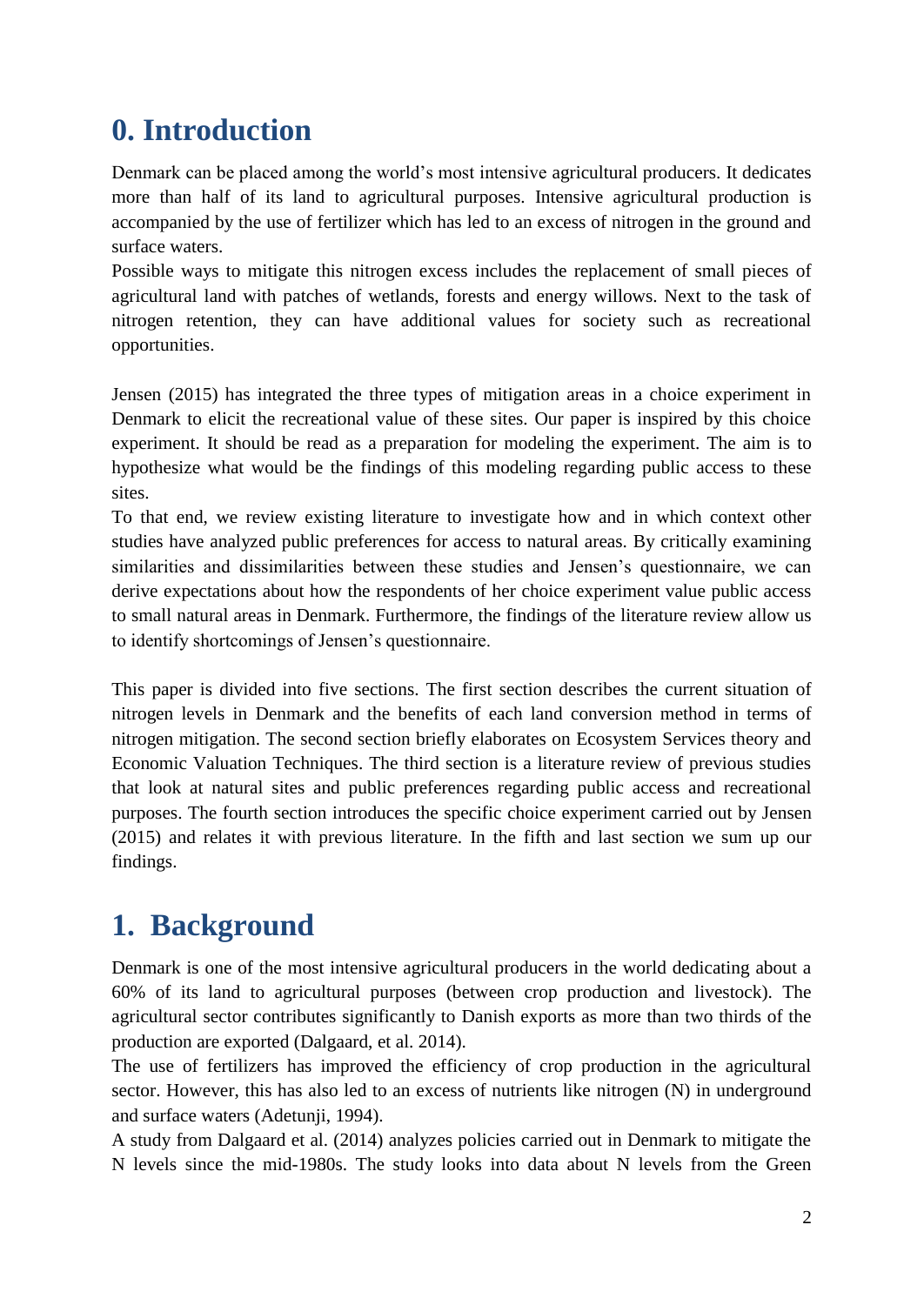# 0. Introduction

Denmark can be placed among the world's most intensive agricultural producers. It dedicates more than half of its land to agricultural purposes. Intensive agricultural production is accompanied by the use of fertilizer which has led to an excess of nitrogen in the ground and surface waters.

Possible ways to mitigate this nitrogen excess includes the replacement of small pieces of agricultural land with patches of wetlands, forests and energy willows. Next to the task of nitrogen retention, they can have additional values for society such as recreational opportunities.

Jensen (2015) has integrated the three types of mitigation areas in a choice experiment in Denmark to elicit the recreational value of these sites. Our paper is inspired by this choice experiment. It should be read as a preparation for modeling the experiment. The aim is to hypothesize what would be the findings of this modeling regarding public access to these sites.

To that end, we review existing literature to investigate how and in which context other studies have analyzed public preferences for access to natural areas. By critically examining similarities and dissimilarities between these studies and Jensen's questionnaire, we can derive expectations about how the respondents of her choice experiment value public access to small natural areas in Denmark. Furthermore, the findings of the literature review allow us to identify shortcomings of Jensen's questionnaire.

This paper is divided into five sections. The first section describes the current situation of nitrogen levels in Denmark and the benefits of each land conversion method in terms of nitrogen mitigation. The second section briefly elaborates on Ecosystem Services theory and Economic Valuation Techniques. The third section is a literature review of previous studies that look at natural sites and public preferences regarding public access and recreational purposes. The fourth section introduces the specific choice experiment carried out by Jensen (2015) and relates it with previous literature. In the fifth and last section we sum up our findings.

# 1. Background

Denmark is one of the most intensive agricultural producers in the world dedicating about a 60% of its land to agricultural purposes (between crop production and livestock). The agricultural sector contributes significantly to Danish exports as more than two thirds of the production are exported (Dalgaard, et al. 2014).

The use of fertilizers has improved the efficiency of crop production in the agricultural sector. However, this has also led to an excess of nutrients like nitrogen (N) in underground and surface waters (Adetunji, 1994).

A study from Dalgaard et al. (2014) analyzes policies carried out in Denmark to mitigate the N levels since the mid-1980s. The study looks into data about N levels from the Green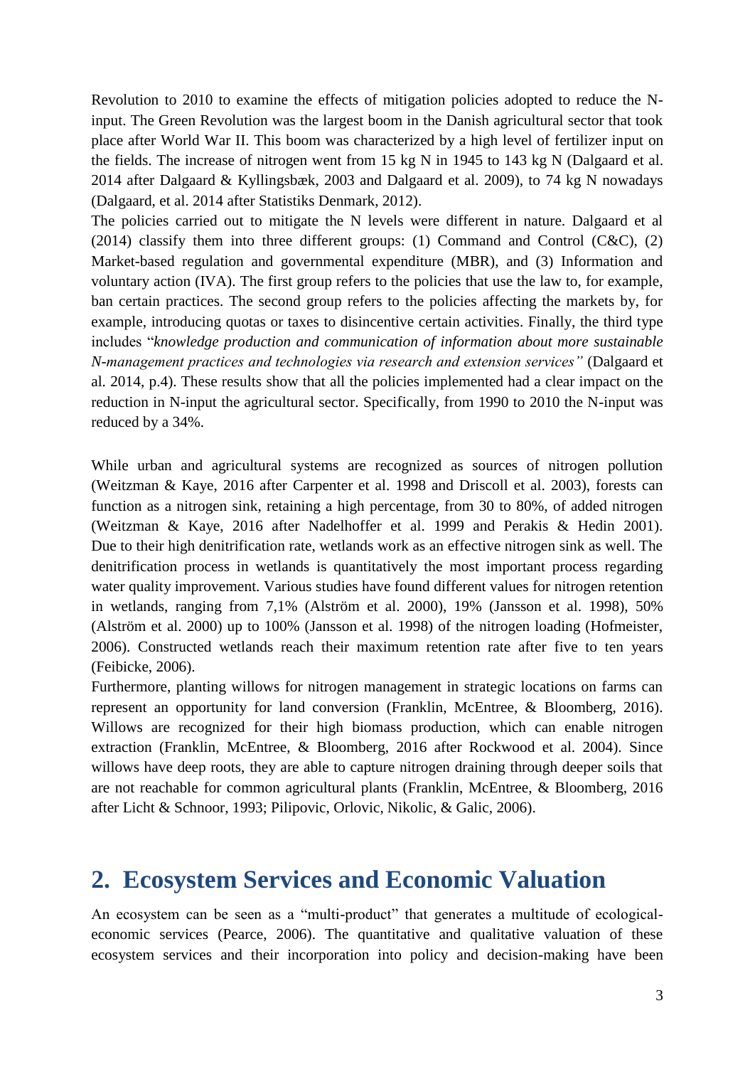Revolution to 2010 to examine the effects of mitigation policies adopted to reduce the N-input. The Green Revolution was the largest boom in the Danish agricultural sector that took place after World War II. This boom was characterized by a high level of fertilizer input on the fields. The increase of nitrogen went from 15 kg N in 1945 to 143 kg N (Dalgaard et al. 2014 after Dalgaard & Kyllingsbæk, 2003 and Dalgaard et al. 2009), to 74 kg N nowadays (Dalgaard, et al. 2014 after Statistiks Denmark, 2012).

The policies carried out to mitigate the N levels were different in nature. Dalgaard et al (2014) classify them into three different groups: (1) Command and Control (C&C), (2) Market-based regulation and governmental expenditure (MBR), and (3) Information and voluntary action (IVA). The first group refers to the policies that use the law to, for example, ban certain practices. The second group refers to the policies affecting the markets by, for example, introducing quotas or taxes to disincentive certain activities. Finally, the third type includes "*knowledge production and communication of information about more sustainable N-management practices and technologies via research and extension services"* (Dalgaard et al. 2014, p.4). These results show that all the policies implemented had a clear impact on the reduction in N-input the agricultural sector. Specifically, from 1990 to 2010 the N-input was reduced by a 34%.

While urban and agricultural systems are recognized as sources of nitrogen pollution (Weitzman & Kaye, 2016 after Carpenter et al. 1998 and Driscoll et al. 2003), forests can function as a nitrogen sink, retaining a high percentage, from 30 to 80%, of added nitrogen (Weitzman & Kaye, 2016 after Nadelhoffer et al. 1999 and Perakis & Hedin 2001). Due to their high denitrification rate, wetlands work as an effective nitrogen sink as well. The denitrification process in wetlands is quantitatively the most important process regarding water quality improvement. Various studies have found different values for nitrogen retention in wetlands, ranging from 7,1% (Alström et al. 2000), 19% (Jansson et al. 1998), 50% (Alström et al. 2000) up to 100% (Jansson et al. 1998) of the nitrogen loading (Hofmeister, 2006). Constructed wetlands reach their maximum retention rate after five to ten years (Feibicke, 2006).

Furthermore, planting willows for nitrogen management in strategic locations on farms can represent an opportunity for land conversion (Franklin, McEntree, & Bloomberg, 2016). Willows are recognized for their high biomass production, which can enable nitrogen extraction (Franklin, McEntree, & Bloomberg, 2016 after Rockwood et al. 2004). Since willows have deep roots, they are able to capture nitrogen draining through deeper soils that are not reachable for common agricultural plants (Franklin, McEntree, & Bloomberg, 2016 after Licht & Schnoor, 1993; Pilipovic, Orlovic, Nikolic, & Galic, 2006).

## 2. Ecosystem Services and Economic Valuation

An ecosystem can be seen as a "multi-product" that generates a multitude of ecological-economic services (Pearce, 2006). The quantitative and qualitative valuation of these ecosystem services and their incorporation into policy and decision-making have been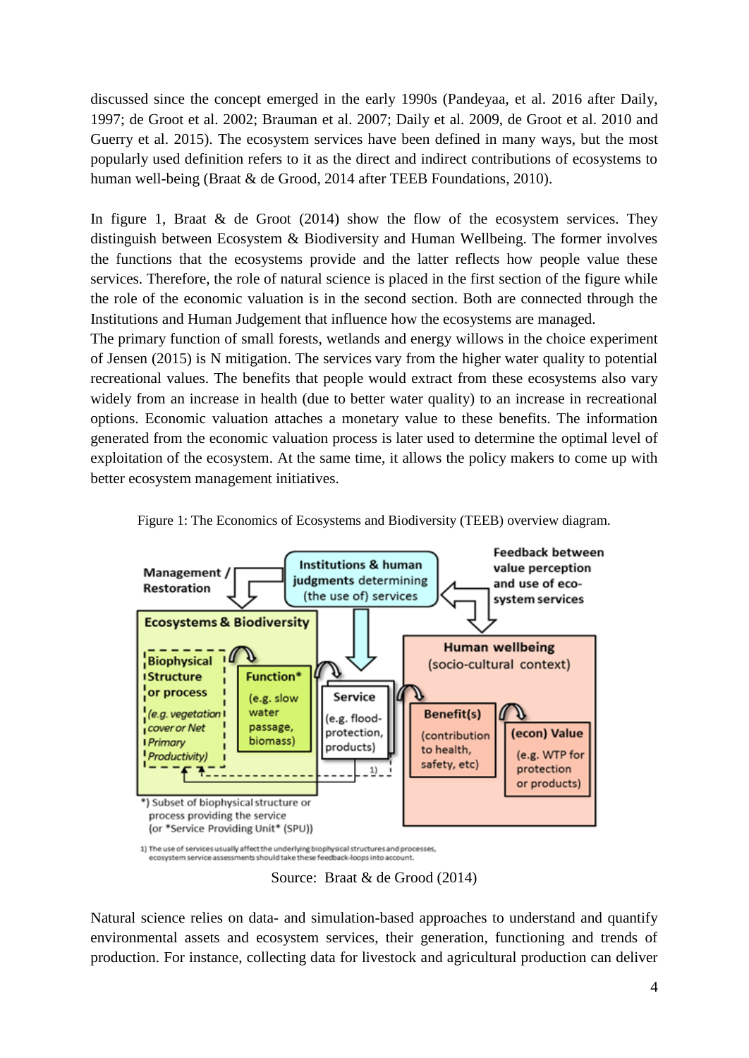discussed since the concept emerged in the early 1990s (Pandeyaa, et al. 2016 after Daily, 1997; de Groot et al. 2002; Brauman et al. 2007; Daily et al. 2009, de Groot et al. 2010 and Guerry et al. 2015). The ecosystem services have been defined in many ways, but the most popularly used definition refers to it as the direct and indirect contributions of ecosystems to human well-being (Braat & de Grood, 2014 after TEEB Foundations, 2010).

In figure 1, Braat & de Groot (2014) show the flow of the ecosystem services. They distinguish between Ecosystem & Biodiversity and Human Wellbeing. The former involves the functions that the ecosystems provide and the latter reflects how people value these services. Therefore, the role of natural science is placed in the first section of the figure while the role of the economic valuation is in the second section. Both are connected through the Institutions and Human Judgement that influence how the ecosystems are managed.
The primary function of small forests, wetlands and energy willows in the choice experiment of Jensen (2015) is N mitigation. The services vary from the higher water quality to potential recreational values. The benefits that people would extract from these ecosystems also vary widely from an increase in health (due to better water quality) to an increase in recreational options. Economic valuation attaches a monetary value to these benefits. The information generated from the economic valuation process is later used to determine the optimal level of exploitation of the ecosystem. At the same time, it allows the policy makers to come up with better ecosystem management initiatives.

Figure 1: The Economics of Ecosystems and Biodiversity (TEEB) overview diagram.

Management / Restoration

Institutions & human judgments determining (the use of) services

Feedback between value perception and use of eco-system services

Ecosystems & Biodiversity

Biophysical Structure or process (e.g. vegetation cover or Net Primary Productivity)

Function* (e.g. slow water passage, biomass)

Service (e.g. flood-protection, products)

Human wellbeing (socio-cultural context)

Benefit(s) (contribution to health, safety, etc)

(econ) Value (e.g. WTP for protection or products)

*) Subset of biophysical structure or process providing the service (or *Service Providing Unit* (SPU))

1) The use of services usually affect the underlying biophysical structures and processes, ecosystem service assessments should take these feedback-loops into account.

Source: Braat & de Grood (2014)

Natural science relies on data- and simulation-based approaches to understand and quantify environmental assets and ecosystem services, their generation, functioning and trends of production. For instance, collecting data for livestock and agricultural production can deliver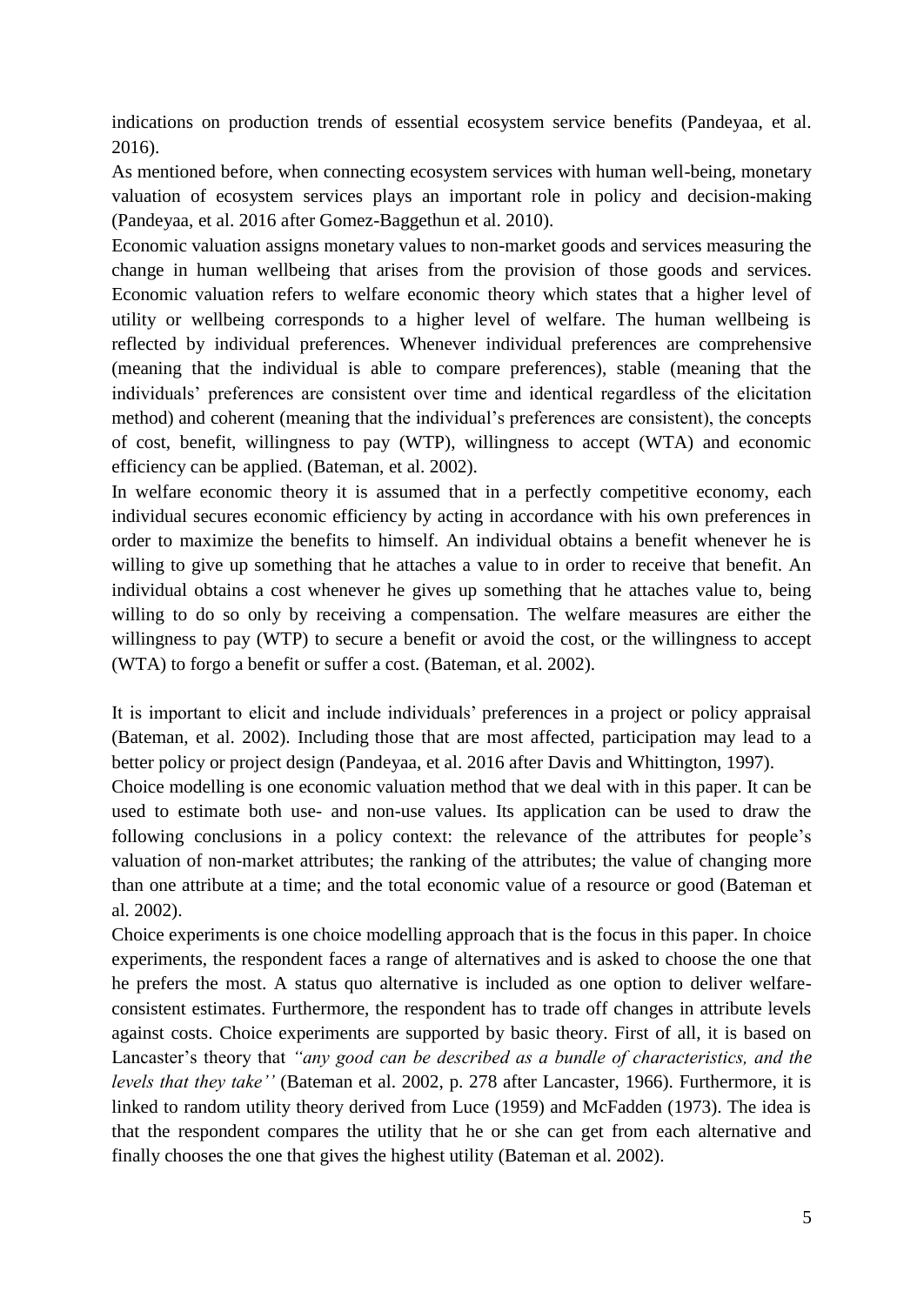indications on production trends of essential ecosystem service benefits (Pandeyaa, et al. 2016).

As mentioned before, when connecting ecosystem services with human well-being, monetary valuation of ecosystem services plays an important role in policy and decision-making (Pandeyaa, et al. 2016 after Gomez-Baggethun et al. 2010).

Economic valuation assigns monetary values to non-market goods and services measuring the change in human wellbeing that arises from the provision of those goods and services. Economic valuation refers to welfare economic theory which states that a higher level of utility or wellbeing corresponds to a higher level of welfare. The human wellbeing is reflected by individual preferences. Whenever individual preferences are comprehensive (meaning that the individual is able to compare preferences), stable (meaning that the individuals' preferences are consistent over time and identical regardless of the elicitation method) and coherent (meaning that the individual's preferences are consistent), the concepts of cost, benefit, willingness to pay (WTP), willingness to accept (WTA) and economic efficiency can be applied. (Bateman, et al. 2002).

In welfare economic theory it is assumed that in a perfectly competitive economy, each individual secures economic efficiency by acting in accordance with his own preferences in order to maximize the benefits to himself. An individual obtains a benefit whenever he is willing to give up something that he attaches a value to in order to receive that benefit. An individual obtains a cost whenever he gives up something that he attaches value to, being willing to do so only by receiving a compensation. The welfare measures are either the willingness to pay (WTP) to secure a benefit or avoid the cost, or the willingness to accept (WTA) to forgo a benefit or suffer a cost. (Bateman, et al. 2002).

It is important to elicit and include individuals' preferences in a project or policy appraisal (Bateman, et al. 2002). Including those that are most affected, participation may lead to a better policy or project design (Pandeyaa, et al. 2016 after Davis and Whittington, 1997).

Choice modelling is one economic valuation method that we deal with in this paper. It can be used to estimate both use- and non-use values. Its application can be used to draw the following conclusions in a policy context: the relevance of the attributes for people's valuation of non-market attributes; the ranking of the attributes; the value of changing more than one attribute at a time; and the total economic value of a resource or good (Bateman et al. 2002).

Choice experiments is one choice modelling approach that is the focus in this paper. In choice experiments, the respondent faces a range of alternatives and is asked to choose the one that he prefers the most. A status quo alternative is included as one option to deliver welfare-consistent estimates. Furthermore, the respondent has to trade off changes in attribute levels against costs. Choice experiments are supported by basic theory. First of all, it is based on Lancaster's theory that *"any good can be described as a bundle of characteristics, and the levels that they take''* (Bateman et al. 2002, p. 278 after Lancaster, 1966). Furthermore, it is linked to random utility theory derived from Luce (1959) and McFadden (1973). The idea is that the respondent compares the utility that he or she can get from each alternative and finally chooses the one that gives the highest utility (Bateman et al. 2002).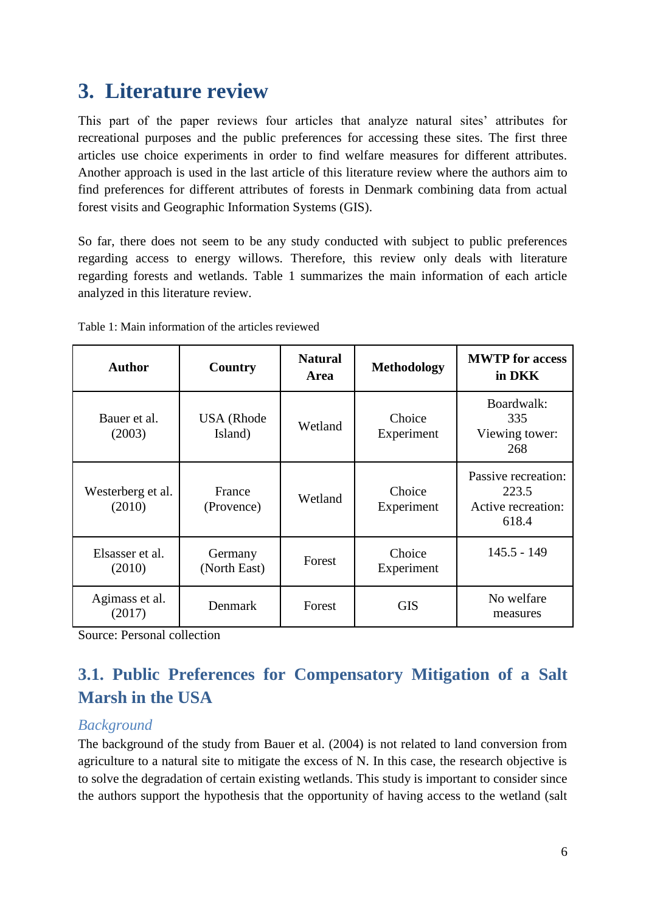# 3. Literature review

This part of the paper reviews four articles that analyze natural sites' attributes for recreational purposes and the public preferences for accessing these sites. The first three articles use choice experiments in order to find welfare measures for different attributes. Another approach is used in the last article of this literature review where the authors aim to find preferences for different attributes of forests in Denmark combining data from actual forest visits and Geographic Information Systems (GIS).

So far, there does not seem to be any study conducted with subject to public preferences regarding access to energy willows. Therefore, this review only deals with literature regarding forests and wetlands. Table 1 summarizes the main information of each article analyzed in this literature review.

Table 1: Main information of the articles reviewed

| Author | Country | Natural Area | Methodology | MWTP for access in DKK |
|---|---|---|---|---|
| Bauer et al. (2003) | USA (Rhode Island) | Wetland | Choice Experiment | Boardwalk: 335 Viewing tower: 268 |
| Westerberg et al. (2010) | France (Provence) | Wetland | Choice Experiment | Passive recreation: 223.5 Active recreation: 618.4 |
| Elsasser et al. (2010) | Germany (North East) | Forest | Choice Experiment | 145.5 - 149 |
| Agimass et al. (2017) | Denmark | Forest | GIS | No welfare measures |

Source: Personal collection

## 3.1. Public Preferences for Compensatory Mitigation of a Salt Marsh in the USA

### *Background*

The background of the study from Bauer et al. (2004) is not related to land conversion from agriculture to a natural site to mitigate the excess of N. In this case, the research objective is to solve the degradation of certain existing wetlands. This study is important to consider since the authors support the hypothesis that the opportunity of having access to the wetland (salt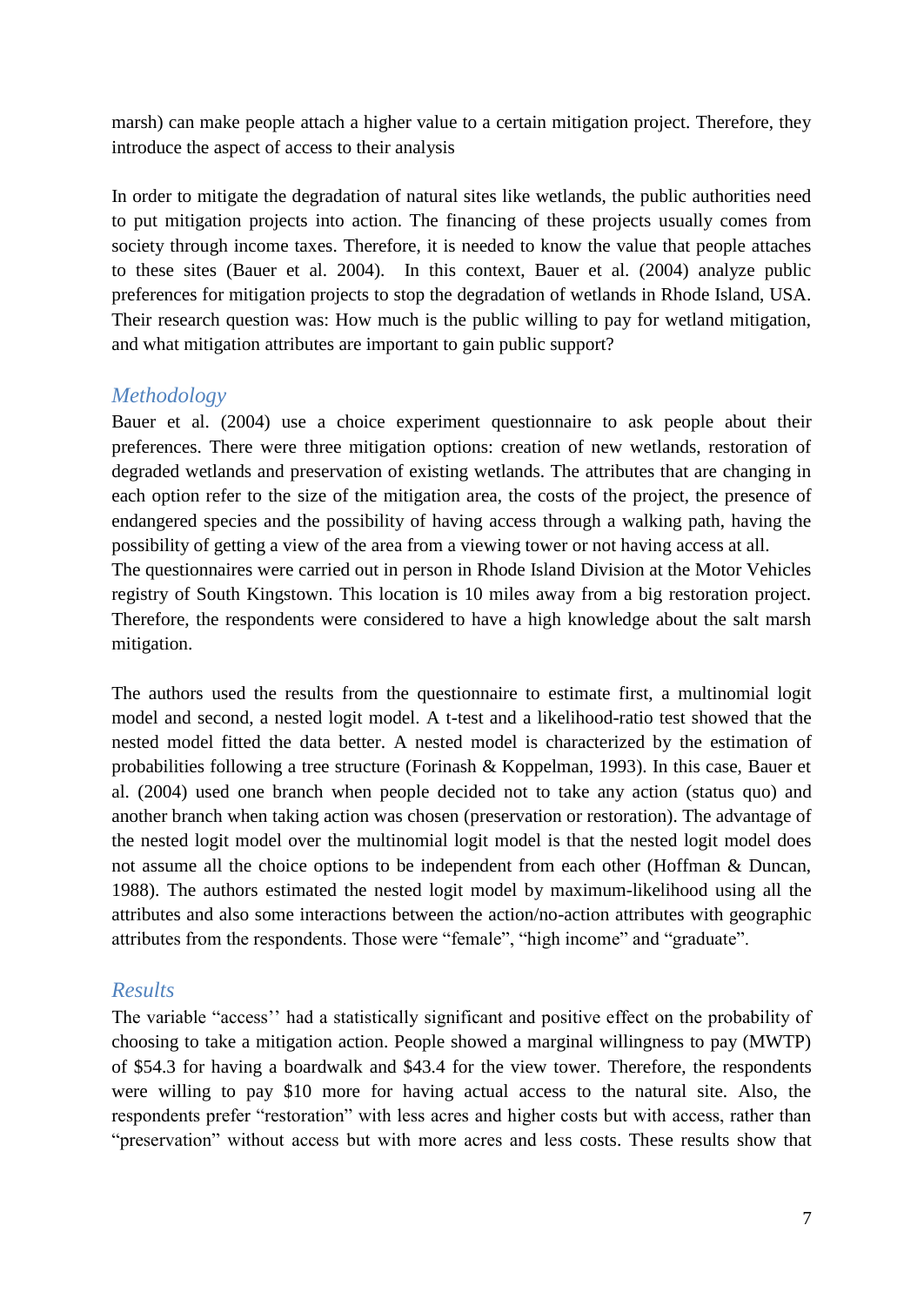marsh) can make people attach a higher value to a certain mitigation project. Therefore, they introduce the aspect of access to their analysis

In order to mitigate the degradation of natural sites like wetlands, the public authorities need to put mitigation projects into action. The financing of these projects usually comes from society through income taxes. Therefore, it is needed to know the value that people attaches to these sites (Bauer et al. 2004). In this context, Bauer et al. (2004) analyze public preferences for mitigation projects to stop the degradation of wetlands in Rhode Island, USA. Their research question was: How much is the public willing to pay for wetland mitigation, and what mitigation attributes are important to gain public support?

### *Methodology*

Bauer et al. (2004) use a choice experiment questionnaire to ask people about their preferences. There were three mitigation options: creation of new wetlands, restoration of degraded wetlands and preservation of existing wetlands. The attributes that are changing in each option refer to the size of the mitigation area, the costs of the project, the presence of endangered species and the possibility of having access through a walking path, having the possibility of getting a view of the area from a viewing tower or not having access at all.
The questionnaires were carried out in person in Rhode Island Division at the Motor Vehicles registry of South Kingstown. This location is 10 miles away from a big restoration project. Therefore, the respondents were considered to have a high knowledge about the salt marsh mitigation.

The authors used the results from the questionnaire to estimate first, a multinomial logit model and second, a nested logit model. A t-test and a likelihood-ratio test showed that the nested model fitted the data better. A nested model is characterized by the estimation of probabilities following a tree structure (Forinash & Koppelman, 1993). In this case, Bauer et al. (2004) used one branch when people decided not to take any action (status quo) and another branch when taking action was chosen (preservation or restoration). The advantage of the nested logit model over the multinomial logit model is that the nested logit model does not assume all the choice options to be independent from each other (Hoffman & Duncan, 1988). The authors estimated the nested logit model by maximum-likelihood using all the attributes and also some interactions between the action/no-action attributes with geographic attributes from the respondents. Those were "female", "high income" and "graduate".

### *Results*

The variable "access'' had a statistically significant and positive effect on the probability of choosing to take a mitigation action. People showed a marginal willingness to pay (MWTP) of \$54.3 for having a boardwalk and \$43.4 for the view tower. Therefore, the respondents were willing to pay \$10 more for having actual access to the natural site. Also, the respondents prefer "restoration" with less acres and higher costs but with access, rather than "preservation" without access but with more acres and less costs. These results show that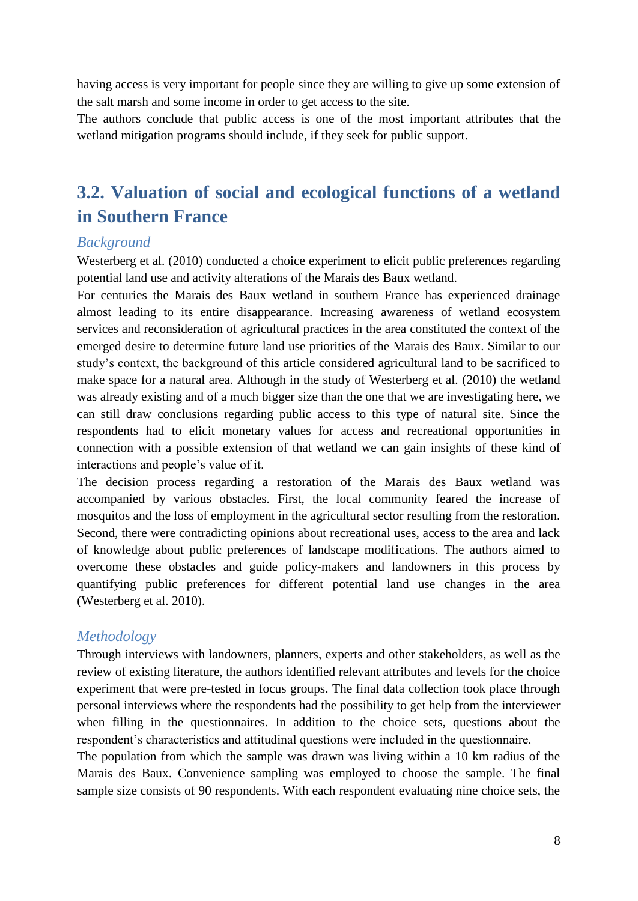having access is very important for people since they are willing to give up some extension of the salt marsh and some income in order to get access to the site.
The authors conclude that public access is one of the most important attributes that the wetland mitigation programs should include, if they seek for public support.

## 3.2. Valuation of social and ecological functions of a wetland in Southern France

### *Background*

Westerberg et al. (2010) conducted a choice experiment to elicit public preferences regarding potential land use and activity alterations of the Marais des Baux wetland.
For centuries the Marais des Baux wetland in southern France has experienced drainage almost leading to its entire disappearance. Increasing awareness of wetland ecosystem services and reconsideration of agricultural practices in the area constituted the context of the emerged desire to determine future land use priorities of the Marais des Baux. Similar to our study's context, the background of this article considered agricultural land to be sacrificed to make space for a natural area. Although in the study of Westerberg et al. (2010) the wetland was already existing and of a much bigger size than the one that we are investigating here, we can still draw conclusions regarding public access to this type of natural site. Since the respondents had to elicit monetary values for access and recreational opportunities in connection with a possible extension of that wetland we can gain insights of these kind of interactions and people's value of it.
The decision process regarding a restoration of the Marais des Baux wetland was accompanied by various obstacles. First, the local community feared the increase of mosquitos and the loss of employment in the agricultural sector resulting from the restoration. Second, there were contradicting opinions about recreational uses, access to the area and lack of knowledge about public preferences of landscape modifications. The authors aimed to overcome these obstacles and guide policy-makers and landowners in this process by quantifying public preferences for different potential land use changes in the area (Westerberg et al. 2010).

### *Methodology*

Through interviews with landowners, planners, experts and other stakeholders, as well as the review of existing literature, the authors identified relevant attributes and levels for the choice experiment that were pre-tested in focus groups. The final data collection took place through personal interviews where the respondents had the possibility to get help from the interviewer when filling in the questionnaires. In addition to the choice sets, questions about the respondent's characteristics and attitudinal questions were included in the questionnaire.
The population from which the sample was drawn was living within a 10 km radius of the Marais des Baux. Convenience sampling was employed to choose the sample. The final sample size consists of 90 respondents. With each respondent evaluating nine choice sets, the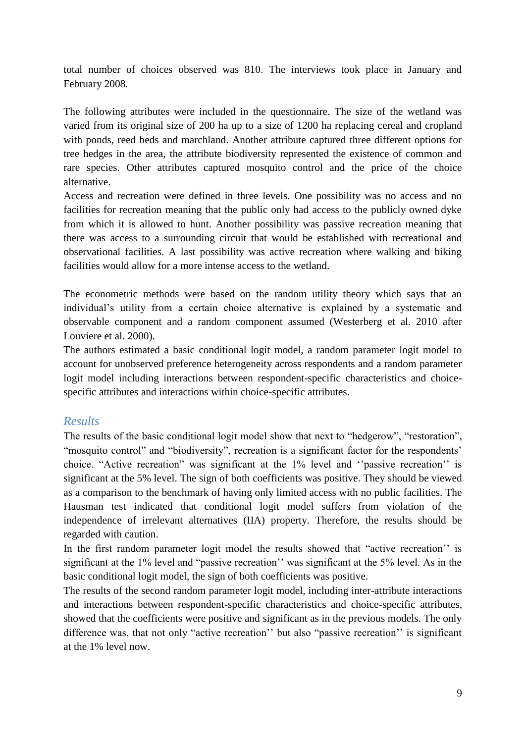total number of choices observed was 810. The interviews took place in January and February 2008.

The following attributes were included in the questionnaire. The size of the wetland was varied from its original size of 200 ha up to a size of 1200 ha replacing cereal and cropland with ponds, reed beds and marchland. Another attribute captured three different options for tree hedges in the area, the attribute biodiversity represented the existence of common and rare species. Other attributes captured mosquito control and the price of the choice alternative.
Access and recreation were defined in three levels. One possibility was no access and no facilities for recreation meaning that the public only had access to the publicly owned dyke from which it is allowed to hunt. Another possibility was passive recreation meaning that there was access to a surrounding circuit that would be established with recreational and observational facilities. A last possibility was active recreation where walking and biking facilities would allow for a more intense access to the wetland.

The econometric methods were based on the random utility theory which says that an individual's utility from a certain choice alternative is explained by a systematic and observable component and a random component assumed (Westerberg et al. 2010 after Louviere et al. 2000).
The authors estimated a basic conditional logit model, a random parameter logit model to account for unobserved preference heterogeneity across respondents and a random parameter logit model including interactions between respondent-specific characteristics and choice-specific attributes and interactions within choice-specific attributes.

### *Results*

The results of the basic conditional logit model show that next to "hedgerow", "restoration", "mosquito control" and "biodiversity", recreation is a significant factor for the respondents' choice. "Active recreation" was significant at the 1% level and ''passive recreation'' is significant at the 5% level. The sign of both coefficients was positive. They should be viewed as a comparison to the benchmark of having only limited access with no public facilities. The Hausman test indicated that conditional logit model suffers from violation of the independence of irrelevant alternatives (IIA) property. Therefore, the results should be regarded with caution.
In the first random parameter logit model the results showed that "active recreation'' is significant at the 1% level and "passive recreation'' was significant at the 5% level. As in the basic conditional logit model, the sign of both coefficients was positive.
The results of the second random parameter logit model, including inter-attribute interactions and interactions between respondent-specific characteristics and choice-specific attributes, showed that the coefficients were positive and significant as in the previous models. The only difference was, that not only "active recreation'' but also "passive recreation'' is significant at the 1% level now.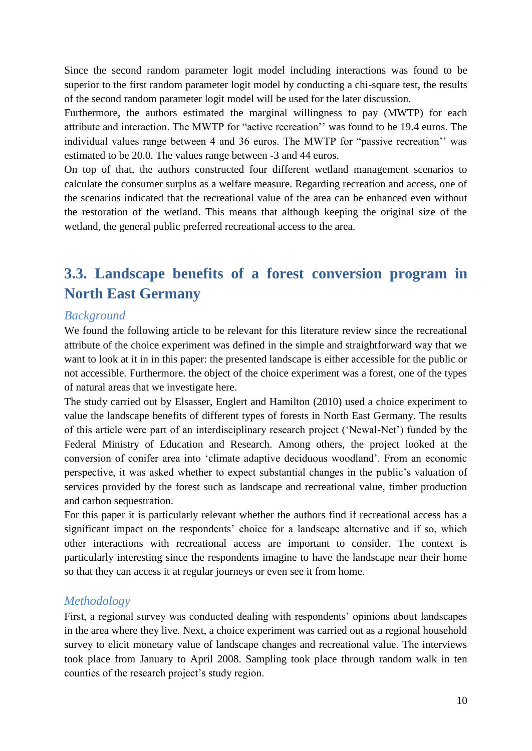Since the second random parameter logit model including interactions was found to be superior to the first random parameter logit model by conducting a chi-square test, the results of the second random parameter logit model will be used for the later discussion.

Furthermore, the authors estimated the marginal willingness to pay (MWTP) for each attribute and interaction. The MWTP for "active recreation'' was found to be 19.4 euros. The individual values range between 4 and 36 euros. The MWTP for "passive recreation'' was estimated to be 20.0. The values range between -3 and 44 euros.

On top of that, the authors constructed four different wetland management scenarios to calculate the consumer surplus as a welfare measure. Regarding recreation and access, one of the scenarios indicated that the recreational value of the area can be enhanced even without the restoration of the wetland. This means that although keeping the original size of the wetland, the general public preferred recreational access to the area.

## 3.3. Landscape benefits of a forest conversion program in North East Germany

### *Background*

We found the following article to be relevant for this literature review since the recreational attribute of the choice experiment was defined in the simple and straightforward way that we want to look at it in in this paper: the presented landscape is either accessible for the public or not accessible. Furthermore. the object of the choice experiment was a forest, one of the types of natural areas that we investigate here.

The study carried out by Elsasser, Englert and Hamilton (2010) used a choice experiment to value the landscape benefits of different types of forests in North East Germany. The results of this article were part of an interdisciplinary research project ('Newal-Net') funded by the Federal Ministry of Education and Research. Among others, the project looked at the conversion of conifer area into 'climate adaptive deciduous woodland'. From an economic perspective, it was asked whether to expect substantial changes in the public's valuation of services provided by the forest such as landscape and recreational value, timber production and carbon sequestration.

For this paper it is particularly relevant whether the authors find if recreational access has a significant impact on the respondents' choice for a landscape alternative and if so, which other interactions with recreational access are important to consider. The context is particularly interesting since the respondents imagine to have the landscape near their home so that they can access it at regular journeys or even see it from home.

### *Methodology*

First, a regional survey was conducted dealing with respondents' opinions about landscapes in the area where they live. Next, a choice experiment was carried out as a regional household survey to elicit monetary value of landscape changes and recreational value. The interviews took place from January to April 2008. Sampling took place through random walk in ten counties of the research project's study region.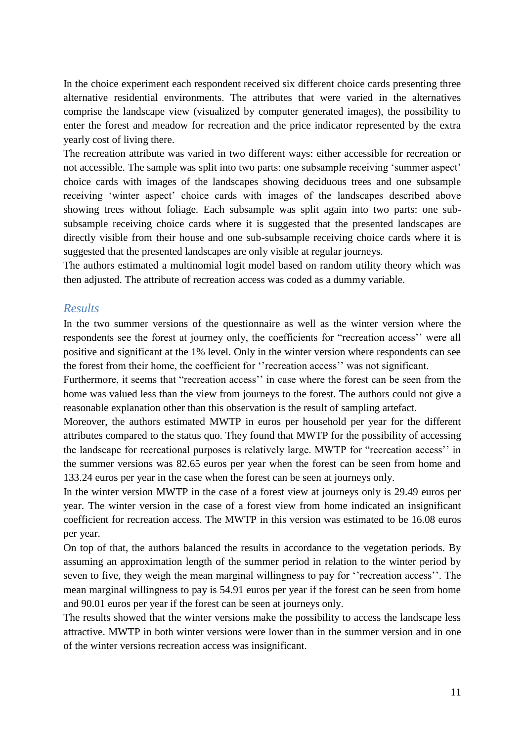In the choice experiment each respondent received six different choice cards presenting three alternative residential environments. The attributes that were varied in the alternatives comprise the landscape view (visualized by computer generated images), the possibility to enter the forest and meadow for recreation and the price indicator represented by the extra yearly cost of living there.

The recreation attribute was varied in two different ways: either accessible for recreation or not accessible. The sample was split into two parts: one subsample receiving 'summer aspect' choice cards with images of the landscapes showing deciduous trees and one subsample receiving 'winter aspect' choice cards with images of the landscapes described above showing trees without foliage. Each subsample was split again into two parts: one sub-subsample receiving choice cards where it is suggested that the presented landscapes are directly visible from their house and one sub-subsample receiving choice cards where it is suggested that the presented landscapes are only visible at regular journeys.

The authors estimated a multinomial logit model based on random utility theory which was then adjusted. The attribute of recreation access was coded as a dummy variable.

### *Results*

In the two summer versions of the questionnaire as well as the winter version where the respondents see the forest at journey only, the coefficients for "recreation access'' were all positive and significant at the 1% level. Only in the winter version where respondents can see the forest from their home, the coefficient for ''recreation access'' was not significant.

Furthermore, it seems that "recreation access'' in case where the forest can be seen from the home was valued less than the view from journeys to the forest. The authors could not give a reasonable explanation other than this observation is the result of sampling artefact.

Moreover, the authors estimated MWTP in euros per household per year for the different attributes compared to the status quo. They found that MWTP for the possibility of accessing the landscape for recreational purposes is relatively large. MWTP for "recreation access'' in the summer versions was 82.65 euros per year when the forest can be seen from home and 133.24 euros per year in the case when the forest can be seen at journeys only.

In the winter version MWTP in the case of a forest view at journeys only is 29.49 euros per year. The winter version in the case of a forest view from home indicated an insignificant coefficient for recreation access. The MWTP in this version was estimated to be 16.08 euros per year.

On top of that, the authors balanced the results in accordance to the vegetation periods. By assuming an approximation length of the summer period in relation to the winter period by seven to five, they weigh the mean marginal willingness to pay for ''recreation access''. The mean marginal willingness to pay is 54.91 euros per year if the forest can be seen from home and 90.01 euros per year if the forest can be seen at journeys only.

The results showed that the winter versions make the possibility to access the landscape less attractive. MWTP in both winter versions were lower than in the summer version and in one of the winter versions recreation access was insignificant.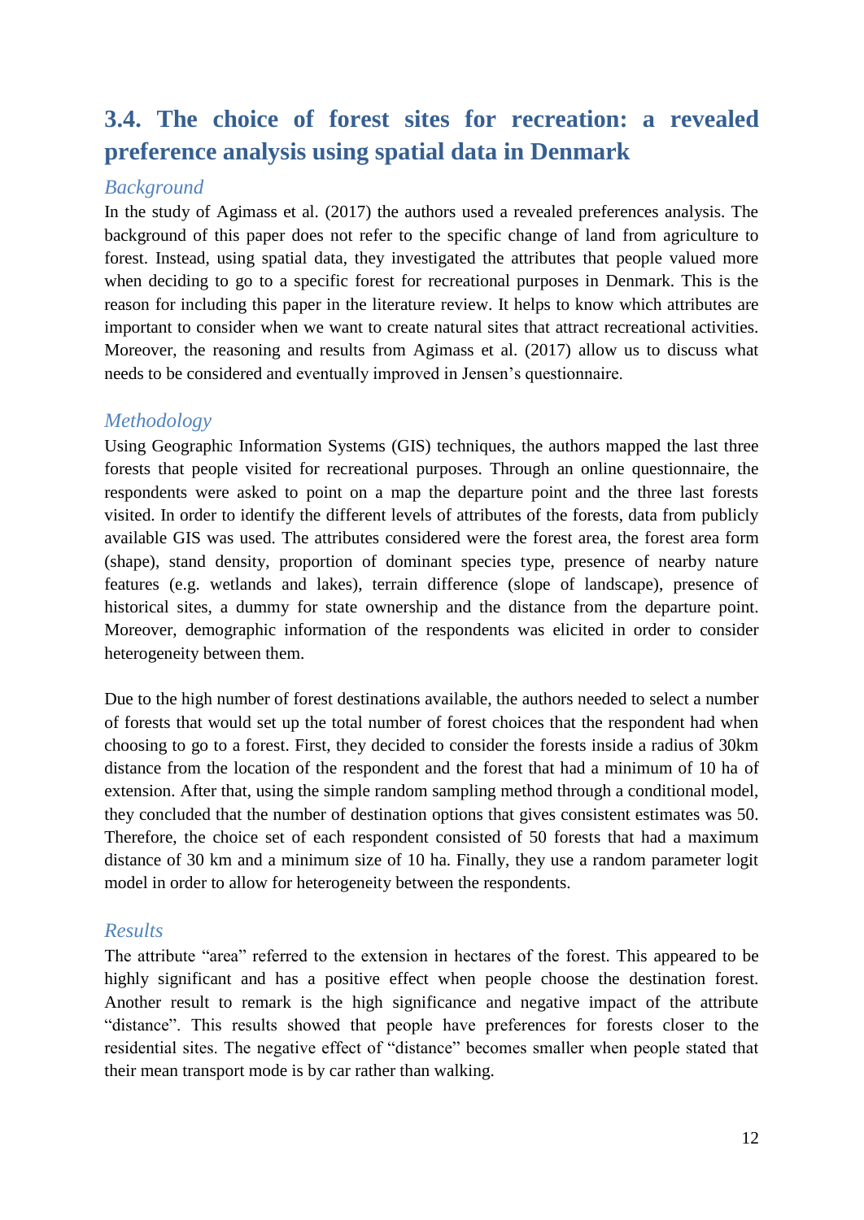## 3.4. The choice of forest sites for recreation: a revealed preference analysis using spatial data in Denmark

### *Background*

In the study of Agimass et al. (2017) the authors used a revealed preferences analysis. The background of this paper does not refer to the specific change of land from agriculture to forest. Instead, using spatial data, they investigated the attributes that people valued more when deciding to go to a specific forest for recreational purposes in Denmark. This is the reason for including this paper in the literature review. It helps to know which attributes are important to consider when we want to create natural sites that attract recreational activities. Moreover, the reasoning and results from Agimass et al. (2017) allow us to discuss what needs to be considered and eventually improved in Jensen's questionnaire.

### *Methodology*

Using Geographic Information Systems (GIS) techniques, the authors mapped the last three forests that people visited for recreational purposes. Through an online questionnaire, the respondents were asked to point on a map the departure point and the three last forests visited. In order to identify the different levels of attributes of the forests, data from publicly available GIS was used. The attributes considered were the forest area, the forest area form (shape), stand density, proportion of dominant species type, presence of nearby nature features (e.g. wetlands and lakes), terrain difference (slope of landscape), presence of historical sites, a dummy for state ownership and the distance from the departure point. Moreover, demographic information of the respondents was elicited in order to consider heterogeneity between them.

Due to the high number of forest destinations available, the authors needed to select a number of forests that would set up the total number of forest choices that the respondent had when choosing to go to a forest. First, they decided to consider the forests inside a radius of 30km distance from the location of the respondent and the forest that had a minimum of 10 ha of extension. After that, using the simple random sampling method through a conditional model, they concluded that the number of destination options that gives consistent estimates was 50. Therefore, the choice set of each respondent consisted of 50 forests that had a maximum distance of 30 km and a minimum size of 10 ha. Finally, they use a random parameter logit model in order to allow for heterogeneity between the respondents.

### *Results*

The attribute "area" referred to the extension in hectares of the forest. This appeared to be highly significant and has a positive effect when people choose the destination forest. Another result to remark is the high significance and negative impact of the attribute "distance". This results showed that people have preferences for forests closer to the residential sites. The negative effect of "distance" becomes smaller when people stated that their mean transport mode is by car rather than walking.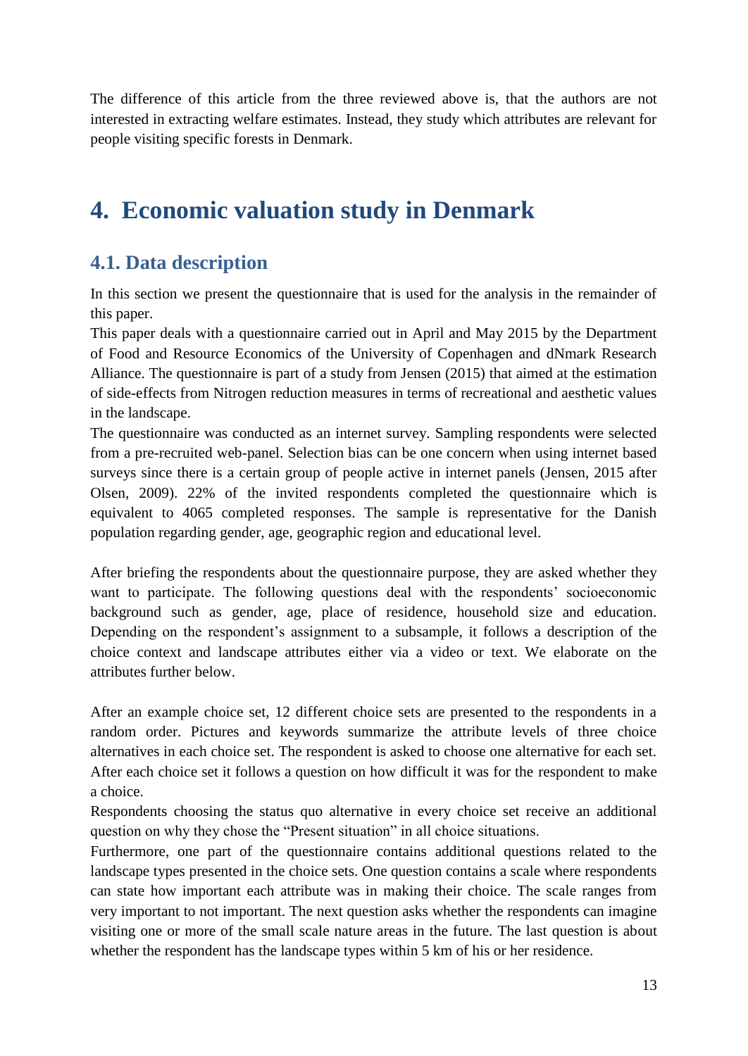The difference of this article from the three reviewed above is, that the authors are not interested in extracting welfare estimates. Instead, they study which attributes are relevant for people visiting specific forests in Denmark.

# 4. Economic valuation study in Denmark

## 4.1. Data description

In this section we present the questionnaire that is used for the analysis in the remainder of this paper.

This paper deals with a questionnaire carried out in April and May 2015 by the Department of Food and Resource Economics of the University of Copenhagen and dNmark Research Alliance. The questionnaire is part of a study from Jensen (2015) that aimed at the estimation of side-effects from Nitrogen reduction measures in terms of recreational and aesthetic values in the landscape.

The questionnaire was conducted as an internet survey. Sampling respondents were selected from a pre-recruited web-panel. Selection bias can be one concern when using internet based surveys since there is a certain group of people active in internet panels (Jensen, 2015 after Olsen, 2009). 22% of the invited respondents completed the questionnaire which is equivalent to 4065 completed responses. The sample is representative for the Danish population regarding gender, age, geographic region and educational level.

After briefing the respondents about the questionnaire purpose, they are asked whether they want to participate. The following questions deal with the respondents' socioeconomic background such as gender, age, place of residence, household size and education. Depending on the respondent's assignment to a subsample, it follows a description of the choice context and landscape attributes either via a video or text. We elaborate on the attributes further below.

After an example choice set, 12 different choice sets are presented to the respondents in a random order. Pictures and keywords summarize the attribute levels of three choice alternatives in each choice set. The respondent is asked to choose one alternative for each set. After each choice set it follows a question on how difficult it was for the respondent to make a choice.

Respondents choosing the status quo alternative in every choice set receive an additional question on why they chose the "Present situation" in all choice situations.

Furthermore, one part of the questionnaire contains additional questions related to the landscape types presented in the choice sets. One question contains a scale where respondents can state how important each attribute was in making their choice. The scale ranges from very important to not important. The next question asks whether the respondents can imagine visiting one or more of the small scale nature areas in the future. The last question is about whether the respondent has the landscape types within 5 km of his or her residence.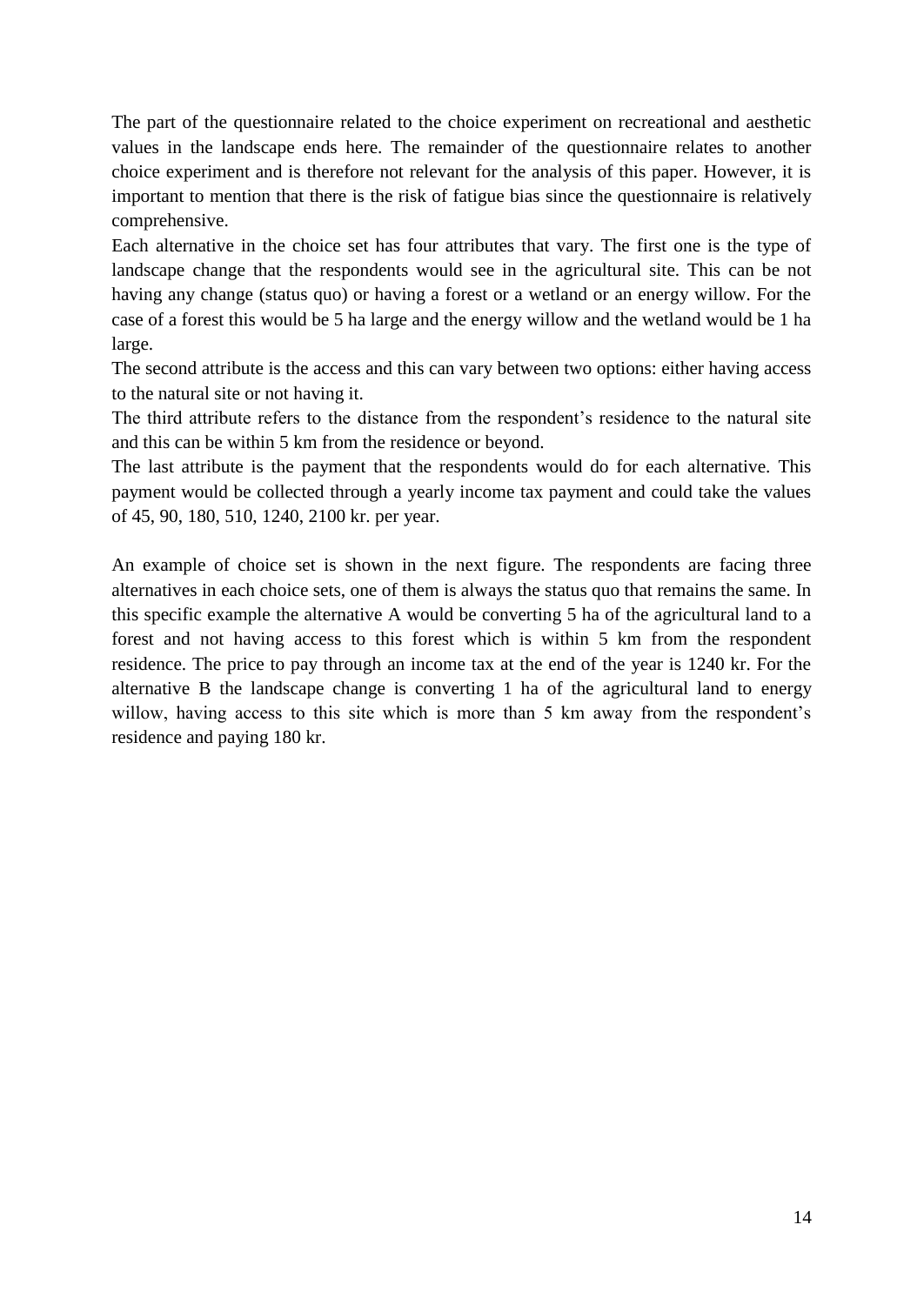The part of the questionnaire related to the choice experiment on recreational and aesthetic values in the landscape ends here. The remainder of the questionnaire relates to another choice experiment and is therefore not relevant for the analysis of this paper. However, it is important to mention that there is the risk of fatigue bias since the questionnaire is relatively comprehensive.

Each alternative in the choice set has four attributes that vary. The first one is the type of landscape change that the respondents would see in the agricultural site. This can be not having any change (status quo) or having a forest or a wetland or an energy willow. For the case of a forest this would be 5 ha large and the energy willow and the wetland would be 1 ha large.

The second attribute is the access and this can vary between two options: either having access to the natural site or not having it.

The third attribute refers to the distance from the respondent's residence to the natural site and this can be within 5 km from the residence or beyond.

The last attribute is the payment that the respondents would do for each alternative. This payment would be collected through a yearly income tax payment and could take the values of 45, 90, 180, 510, 1240, 2100 kr. per year.

An example of choice set is shown in the next figure. The respondents are facing three alternatives in each choice sets, one of them is always the status quo that remains the same. In this specific example the alternative A would be converting 5 ha of the agricultural land to a forest and not having access to this forest which is within 5 km from the respondent residence. The price to pay through an income tax at the end of the year is 1240 kr. For the alternative B the landscape change is converting 1 ha of the agricultural land to energy willow, having access to this site which is more than 5 km away from the respondent's residence and paying 180 kr.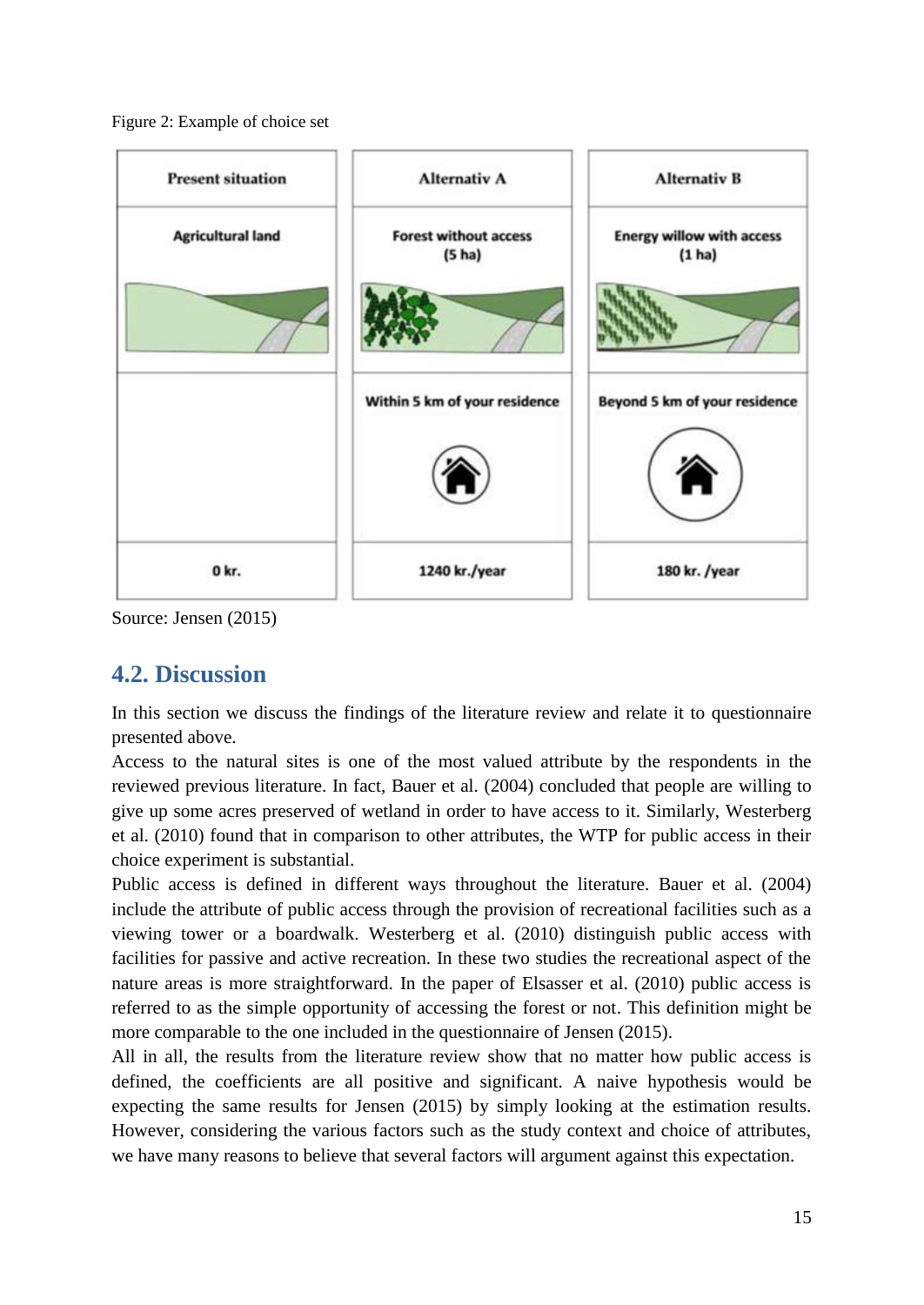Figure 2: Example of choice set

| Present situation | Alternativ A | Alternativ B |
|---|---|---|
| Agricultural land | Forest without access (5 ha) | Energy willow with access (1 ha) |
| | Within 5 km of your residence | Beyond 5 km of your residence |
| 0 kr. | 1240 kr./year | 180 kr. /year |

Source: Jensen (2015)

## 4.2. Discussion

In this section we discuss the findings of the literature review and relate it to questionnaire presented above.

Access to the natural sites is one of the most valued attribute by the respondents in the reviewed previous literature. In fact, Bauer et al. (2004) concluded that people are willing to give up some acres preserved of wetland in order to have access to it. Similarly, Westerberg et al. (2010) found that in comparison to other attributes, the WTP for public access in their choice experiment is substantial.

Public access is defined in different ways throughout the literature. Bauer et al. (2004) include the attribute of public access through the provision of recreational facilities such as a viewing tower or a boardwalk. Westerberg et al. (2010) distinguish public access with facilities for passive and active recreation. In these two studies the recreational aspect of the nature areas is more straightforward. In the paper of Elsasser et al. (2010) public access is referred to as the simple opportunity of accessing the forest or not. This definition might be more comparable to the one included in the questionnaire of Jensen (2015).

All in all, the results from the literature review show that no matter how public access is defined, the coefficients are all positive and significant. A naive hypothesis would be expecting the same results for Jensen (2015) by simply looking at the estimation results. However, considering the various factors such as the study context and choice of attributes, we have many reasons to believe that several factors will argument against this expectation.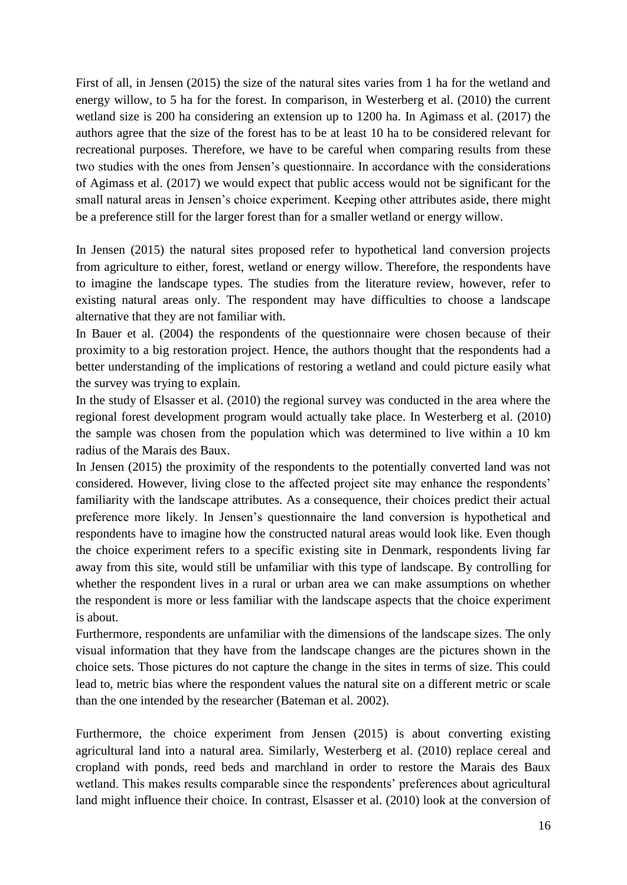First of all, in Jensen (2015) the size of the natural sites varies from 1 ha for the wetland and energy willow, to 5 ha for the forest. In comparison, in Westerberg et al. (2010) the current wetland size is 200 ha considering an extension up to 1200 ha. In Agimass et al. (2017) the authors agree that the size of the forest has to be at least 10 ha to be considered relevant for recreational purposes. Therefore, we have to be careful when comparing results from these two studies with the ones from Jensen's questionnaire. In accordance with the considerations of Agimass et al. (2017) we would expect that public access would not be significant for the small natural areas in Jensen's choice experiment. Keeping other attributes aside, there might be a preference still for the larger forest than for a smaller wetland or energy willow.

In Jensen (2015) the natural sites proposed refer to hypothetical land conversion projects from agriculture to either, forest, wetland or energy willow. Therefore, the respondents have to imagine the landscape types. The studies from the literature review, however, refer to existing natural areas only. The respondent may have difficulties to choose a landscape alternative that they are not familiar with.

In Bauer et al. (2004) the respondents of the questionnaire were chosen because of their proximity to a big restoration project. Hence, the authors thought that the respondents had a better understanding of the implications of restoring a wetland and could picture easily what the survey was trying to explain.

In the study of Elsasser et al. (2010) the regional survey was conducted in the area where the regional forest development program would actually take place. In Westerberg et al. (2010) the sample was chosen from the population which was determined to live within a 10 km radius of the Marais des Baux.

In Jensen (2015) the proximity of the respondents to the potentially converted land was not considered. However, living close to the affected project site may enhance the respondents' familiarity with the landscape attributes. As a consequence, their choices predict their actual preference more likely. In Jensen's questionnaire the land conversion is hypothetical and respondents have to imagine how the constructed natural areas would look like. Even though the choice experiment refers to a specific existing site in Denmark, respondents living far away from this site, would still be unfamiliar with this type of landscape. By controlling for whether the respondent lives in a rural or urban area we can make assumptions on whether the respondent is more or less familiar with the landscape aspects that the choice experiment is about.

Furthermore, respondents are unfamiliar with the dimensions of the landscape sizes. The only visual information that they have from the landscape changes are the pictures shown in the choice sets. Those pictures do not capture the change in the sites in terms of size. This could lead to, metric bias where the respondent values the natural site on a different metric or scale than the one intended by the researcher (Bateman et al. 2002).

Furthermore, the choice experiment from Jensen (2015) is about converting existing agricultural land into a natural area. Similarly, Westerberg et al. (2010) replace cereal and cropland with ponds, reed beds and marchland in order to restore the Marais des Baux wetland. This makes results comparable since the respondents' preferences about agricultural land might influence their choice. In contrast, Elsasser et al. (2010) look at the conversion of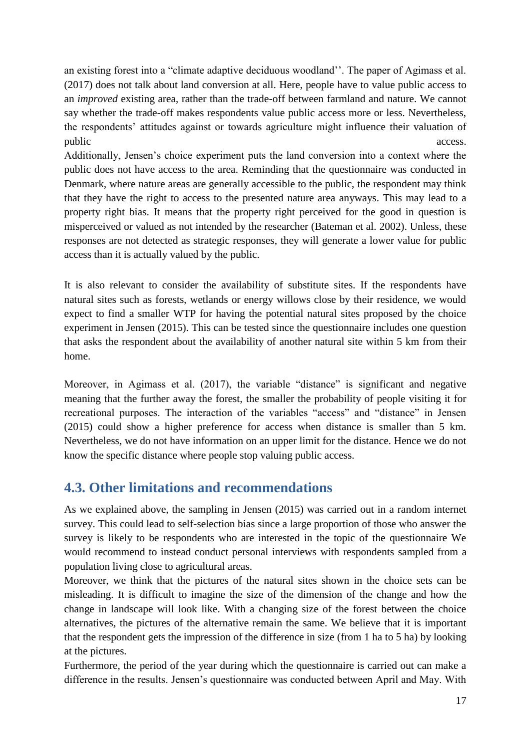an existing forest into a "climate adaptive deciduous woodland''. The paper of Agimass et al. (2017) does not talk about land conversion at all. Here, people have to value public access to an *improved* existing area, rather than the trade-off between farmland and nature. We cannot say whether the trade-off makes respondents value public access more or less. Nevertheless, the respondents' attitudes against or towards agriculture might influence their valuation of public access.

Additionally, Jensen's choice experiment puts the land conversion into a context where the public does not have access to the area. Reminding that the questionnaire was conducted in Denmark, where nature areas are generally accessible to the public, the respondent may think that they have the right to access to the presented nature area anyways. This may lead to a property right bias. It means that the property right perceived for the good in question is misperceived or valued as not intended by the researcher (Bateman et al. 2002). Unless, these responses are not detected as strategic responses, they will generate a lower value for public access than it is actually valued by the public.

It is also relevant to consider the availability of substitute sites. If the respondents have natural sites such as forests, wetlands or energy willows close by their residence, we would expect to find a smaller WTP for having the potential natural sites proposed by the choice experiment in Jensen (2015). This can be tested since the questionnaire includes one question that asks the respondent about the availability of another natural site within 5 km from their home.

Moreover, in Agimass et al. (2017), the variable "distance" is significant and negative meaning that the further away the forest, the smaller the probability of people visiting it for recreational purposes. The interaction of the variables "access" and "distance" in Jensen (2015) could show a higher preference for access when distance is smaller than 5 km. Nevertheless, we do not have information on an upper limit for the distance. Hence we do not know the specific distance where people stop valuing public access.

## 4.3. Other limitations and recommendations

As we explained above, the sampling in Jensen (2015) was carried out in a random internet survey. This could lead to self-selection bias since a large proportion of those who answer the survey is likely to be respondents who are interested in the topic of the questionnaire We would recommend to instead conduct personal interviews with respondents sampled from a population living close to agricultural areas.

Moreover, we think that the pictures of the natural sites shown in the choice sets can be misleading. It is difficult to imagine the size of the dimension of the change and how the change in landscape will look like. With a changing size of the forest between the choice alternatives, the pictures of the alternative remain the same. We believe that it is important that the respondent gets the impression of the difference in size (from 1 ha to 5 ha) by looking at the pictures.

Furthermore, the period of the year during which the questionnaire is carried out can make a difference in the results. Jensen's questionnaire was conducted between April and May. With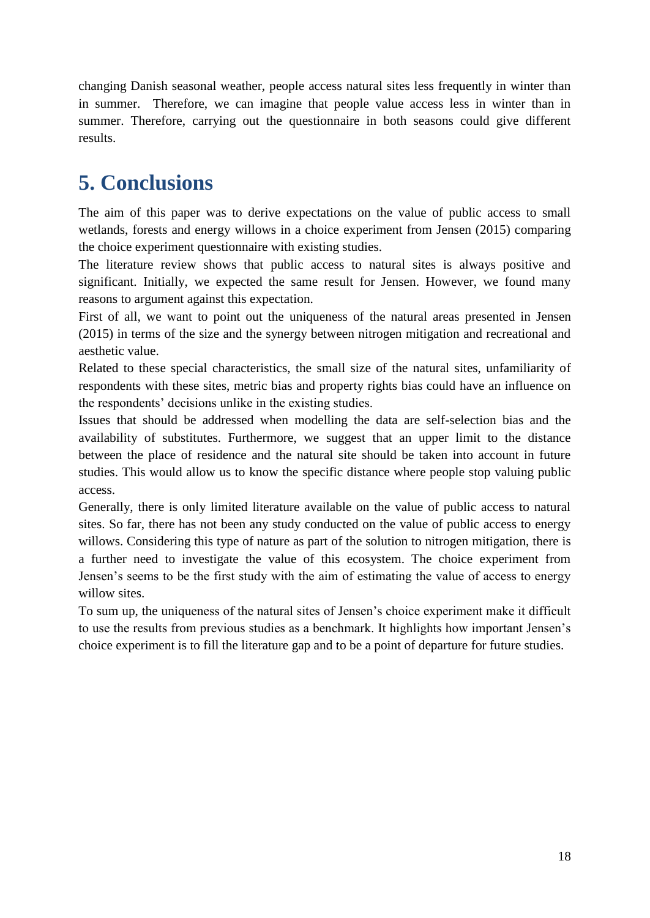changing Danish seasonal weather, people access natural sites less frequently in winter than in summer. Therefore, we can imagine that people value access less in winter than in summer. Therefore, carrying out the questionnaire in both seasons could give different results.

# 5. Conclusions

The aim of this paper was to derive expectations on the value of public access to small wetlands, forests and energy willows in a choice experiment from Jensen (2015) comparing the choice experiment questionnaire with existing studies.

The literature review shows that public access to natural sites is always positive and significant. Initially, we expected the same result for Jensen. However, we found many reasons to argument against this expectation.

First of all, we want to point out the uniqueness of the natural areas presented in Jensen (2015) in terms of the size and the synergy between nitrogen mitigation and recreational and aesthetic value.

Related to these special characteristics, the small size of the natural sites, unfamiliarity of respondents with these sites, metric bias and property rights bias could have an influence on the respondents' decisions unlike in the existing studies.

Issues that should be addressed when modelling the data are self-selection bias and the availability of substitutes. Furthermore, we suggest that an upper limit to the distance between the place of residence and the natural site should be taken into account in future studies. This would allow us to know the specific distance where people stop valuing public access.

Generally, there is only limited literature available on the value of public access to natural sites. So far, there has not been any study conducted on the value of public access to energy willows. Considering this type of nature as part of the solution to nitrogen mitigation, there is a further need to investigate the value of this ecosystem. The choice experiment from Jensen's seems to be the first study with the aim of estimating the value of access to energy willow sites.

To sum up, the uniqueness of the natural sites of Jensen's choice experiment make it difficult to use the results from previous studies as a benchmark. It highlights how important Jensen's choice experiment is to fill the literature gap and to be a point of departure for future studies.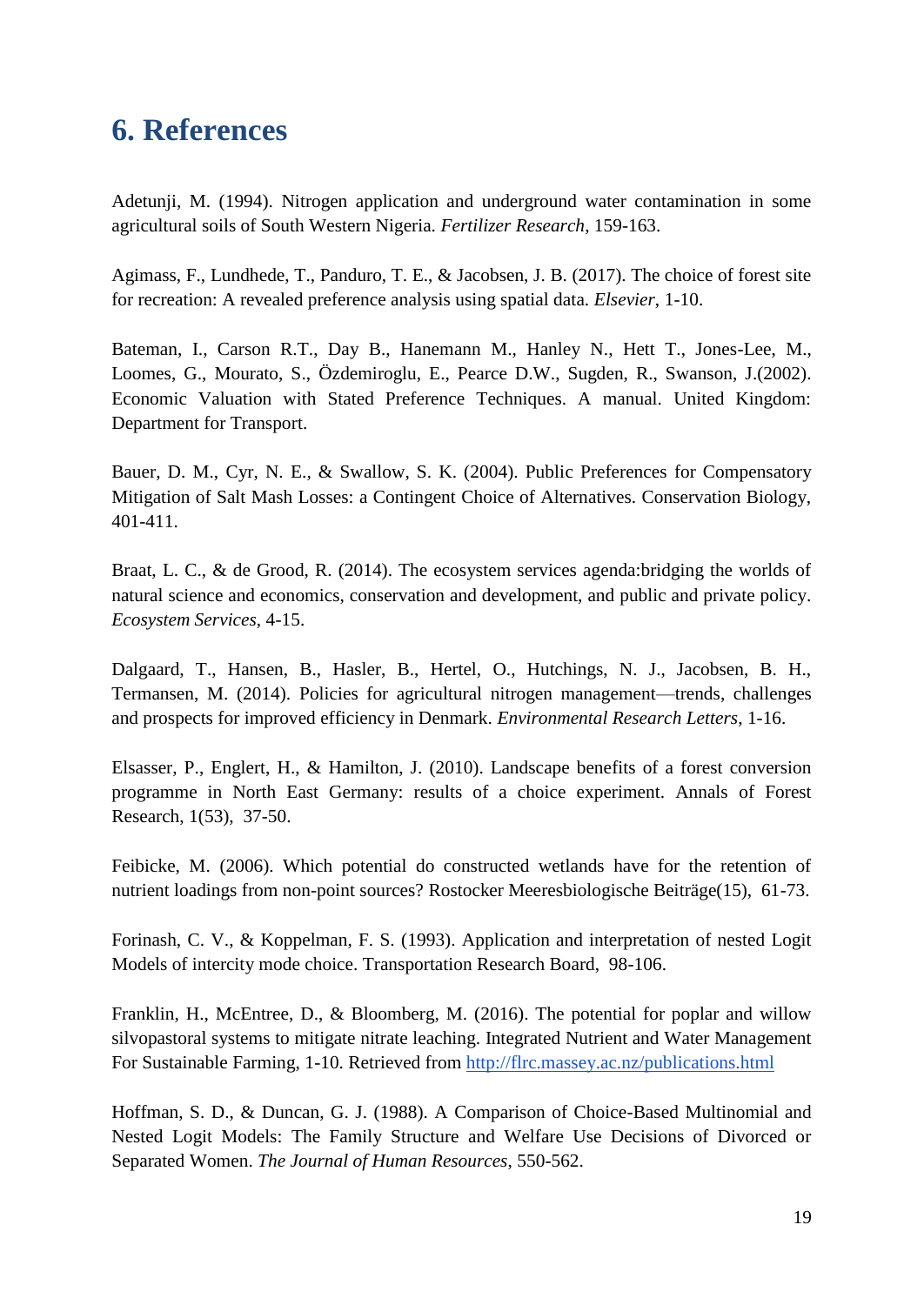# 6. References

Adetunji, M. (1994). Nitrogen application and underground water contamination in some agricultural soils of South Western Nigeria. *Fertilizer Research*, 159-163.

Agimass, F., Lundhede, T., Panduro, T. E., & Jacobsen, J. B. (2017). The choice of forest site for recreation: A revealed preference analysis using spatial data. *Elsevier*, 1-10.

Bateman, I., Carson R.T., Day B., Hanemann M., Hanley N., Hett T., Jones-Lee, M., Loomes, G., Mourato, S., Özdemiroglu, E., Pearce D.W., Sugden, R., Swanson, J.(2002). Economic Valuation with Stated Preference Techniques. A manual. United Kingdom: Department for Transport.

Bauer, D. M., Cyr, N. E., & Swallow, S. K. (2004). Public Preferences for Compensatory Mitigation of Salt Mash Losses: a Contingent Choice of Alternatives. Conservation Biology, 401-411.

Braat, L. C., & de Grood, R. (2014). The ecosystem services agenda:bridging the worlds of natural science and economics, conservation and development, and public and private policy. *Ecosystem Services*, 4-15.

Dalgaard, T., Hansen, B., Hasler, B., Hertel, O., Hutchings, N. J., Jacobsen, B. H., Termansen, M. (2014). Policies for agricultural nitrogen management—trends, challenges and prospects for improved efficiency in Denmark. *Environmental Research Letters*, 1-16.

Elsasser, P., Englert, H., & Hamilton, J. (2010). Landscape benefits of a forest conversion programme in North East Germany: results of a choice experiment. Annals of Forest Research, 1(53), 37-50.

Feibicke, M. (2006). Which potential do constructed wetlands have for the retention of nutrient loadings from non-point sources? Rostocker Meeresbiologische Beiträge(15), 61-73.

Forinash, C. V., & Koppelman, F. S. (1993). Application and interpretation of nested Logit Models of intercity mode choice. Transportation Research Board, 98-106.

Franklin, H., McEntree, D., & Bloomberg, M. (2016). The potential for poplar and willow silvopastoral systems to mitigate nitrate leaching. Integrated Nutrient and Water Management For Sustainable Farming, 1-10. Retrieved from http://flrc.massey.ac.nz/publications.html

Hoffman, S. D., & Duncan, G. J. (1988). A Comparison of Choice-Based Multinomial and Nested Logit Models: The Family Structure and Welfare Use Decisions of Divorced or Separated Women. *The Journal of Human Resources*, 550-562.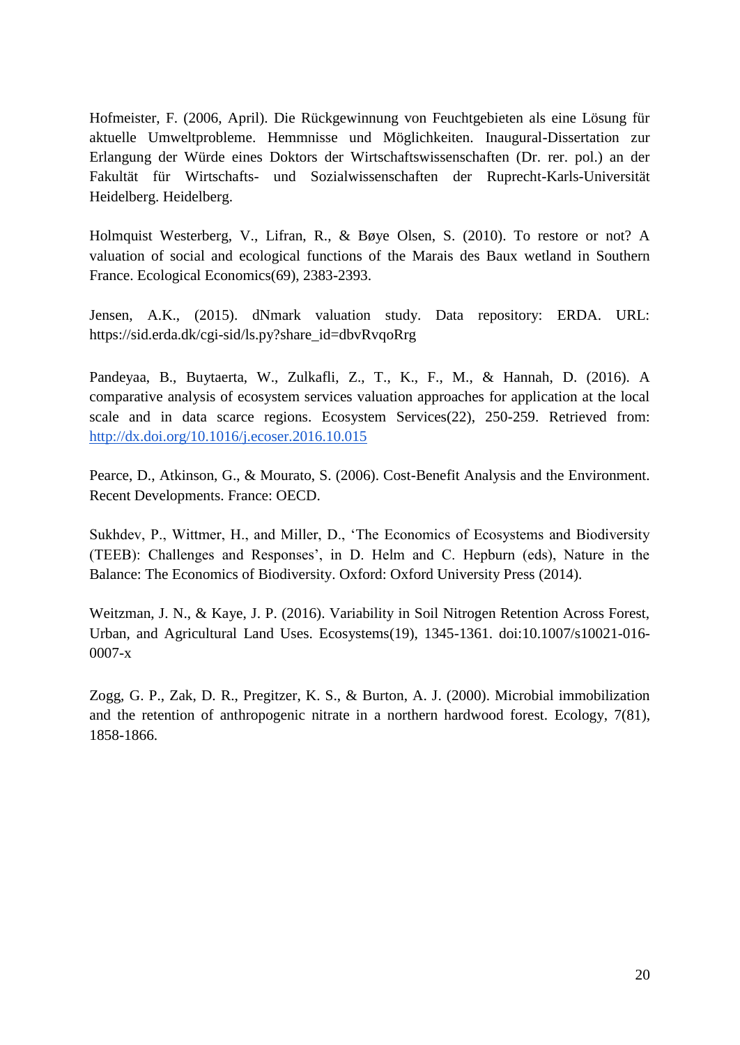Hofmeister, F. (2006, April). Die Rückgewinnung von Feuchtgebieten als eine Lösung für aktuelle Umweltprobleme. Hemmnisse und Möglichkeiten. Inaugural-Dissertation zur Erlangung der Würde eines Doktors der Wirtschaftswissenschaften (Dr. rer. pol.) an der Fakultät für Wirtschafts- und Sozialwissenschaften der Ruprecht-Karls-Universität Heidelberg. Heidelberg.

Holmquist Westerberg, V., Lifran, R., & Bøye Olsen, S. (2010). To restore or not? A valuation of social and ecological functions of the Marais des Baux wetland in Southern France. Ecological Economics(69), 2383-2393.

Jensen, A.K., (2015). dNmark valuation study. Data repository: ERDA. URL: https://sid.erda.dk/cgi-sid/ls.py?share_id=dbvRvqoRrg

Pandeyaa, B., Buytaerta, W., Zulkafli, Z., T., K., F., M., & Hannah, D. (2016). A comparative analysis of ecosystem services valuation approaches for application at the local scale and in data scarce regions. Ecosystem Services(22), 250-259. Retrieved from: [http://dx.doi.org/10.1016/j.ecoser.2016.10.015](http://dx.doi.org/10.1016/j.ecoser.2016.10.015)

Pearce, D., Atkinson, G., & Mourato, S. (2006). Cost-Benefit Analysis and the Environment. Recent Developments. France: OECD.

Sukhdev, P., Wittmer, H., and Miller, D., 'The Economics of Ecosystems and Biodiversity (TEEB): Challenges and Responses', in D. Helm and C. Hepburn (eds), Nature in the Balance: The Economics of Biodiversity. Oxford: Oxford University Press (2014).

Weitzman, J. N., & Kaye, J. P. (2016). Variability in Soil Nitrogen Retention Across Forest, Urban, and Agricultural Land Uses. Ecosystems(19), 1345-1361. doi:10.1007/s10021-016-0007-x

Zogg, G. P., Zak, D. R., Pregitzer, K. S., & Burton, A. J. (2000). Microbial immobilization and the retention of anthropogenic nitrate in a northern hardwood forest. Ecology, 7(81), 1858-1866.